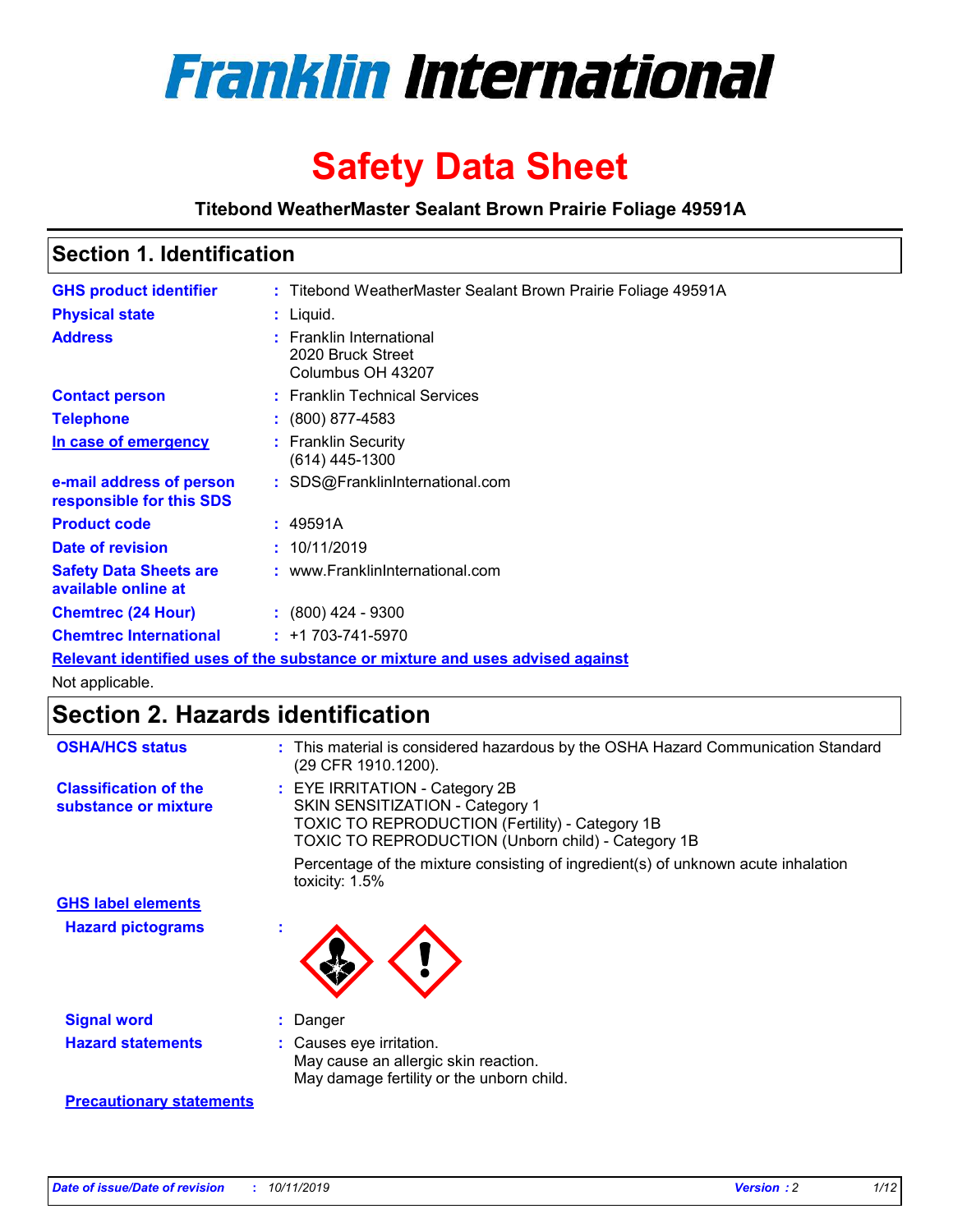# Franklin International

# Safety Data Sheet

**Titebond WeatherMaster Sealant Brown Prairie Foliage 49591A**

## Section 1. Identification

| | | |
|---|---|---|
| **GHS product identifier** | : | Titebond WeatherMaster Sealant Brown Prairie Foliage 49591A |
| **Physical state** | : | Liquid. |
| **Address** | : | Franklin International<br>2020 Bruck Street<br>Columbus OH 43207 |
| **Contact person** | : | Franklin Technical Services |
| **Telephone** | : | (800) 877-4583 |
| **In case of emergency** | : | Franklin Security<br>(614) 445-1300 |
| **e-mail address of person responsible for this SDS** | : | SDS@FranklinInternational.com |
| **Product code** | : | 49591A |
| **Date of revision** | : | 10/11/2019 |
| **Safety Data Sheets are available online at** | : | www.FranklinInternational.com |
| **Chemtrec (24 Hour)** | : | (800) 424 - 9300 |
| **Chemtrec International** | : | +1 703-741-5970 |

**Relevant identified uses of the substance or mixture and uses advised against**

Not applicable.

## Section 2. Hazards identification

| | | |
|---|---|---|
| **OSHA/HCS status** | : | This material is considered hazardous by the OSHA Hazard Communication Standard (29 CFR 1910.1200). |
| **Classification of the substance or mixture** | : | EYE IRRITATION - Category 2B<br>SKIN SENSITIZATION - Category 1<br>TOXIC TO REPRODUCTION (Fertility) - Category 1B<br>TOXIC TO REPRODUCTION (Unborn child) - Category 1B<br><br>Percentage of the mixture consisting of ingredient(s) of unknown acute inhalation toxicity: 1.5% |

**GHS label elements**

| | | |
|---|---|---|
| **Hazard pictograms** | : | |
| **Signal word** | : | Danger |
| **Hazard statements** | : | Causes eye irritation.<br>May cause an allergic skin reaction.<br>May damage fertility or the unborn child. |

**Precautionary statements**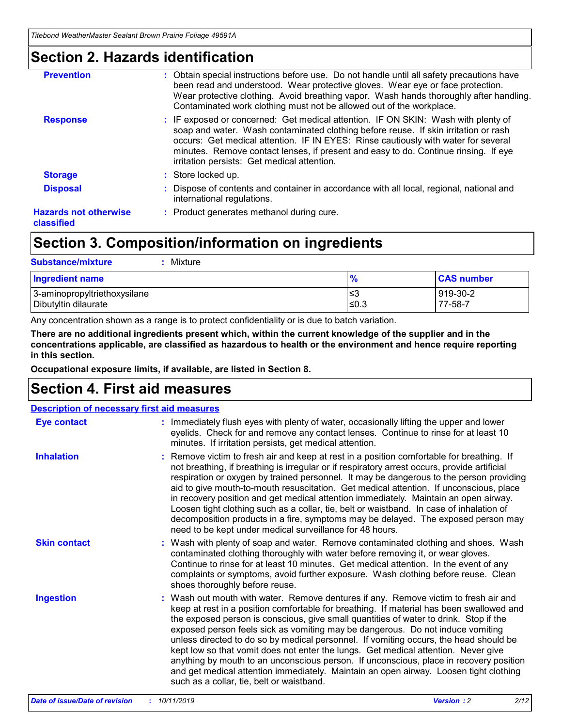## Section 2. Hazards identification

| | |
|---|---|
| **Prevention** | : Obtain special instructions before use. Do not handle until all safety precautions have been read and understood. Wear protective gloves. Wear eye or face protection. Wear protective clothing. Avoid breathing vapor. Wash hands thoroughly after handling. Contaminated work clothing must not be allowed out of the workplace. |
| **Response** | : IF exposed or concerned: Get medical attention. IF ON SKIN: Wash with plenty of soap and water. Wash contaminated clothing before reuse. If skin irritation or rash occurs: Get medical attention. IF IN EYES: Rinse cautiously with water for several minutes. Remove contact lenses, if present and easy to do. Continue rinsing. If eye irritation persists: Get medical attention. |
| **Storage** | : Store locked up. |
| **Disposal** | : Dispose of contents and container in accordance with all local, regional, national and international regulations. |
| **Hazards not otherwise classified** | : Product generates methanol during cure. |

## Section 3. Composition/information on ingredients

**Substance/mixture** : Mixture

| Ingredient name | % | CAS number |
|---|---|---|
| 3-aminopropyltriethoxysilane | ≤3 | 919-30-2 |
| Dibutyltin dilaurate | ≤0.3 | 77-58-7 |

Any concentration shown as a range is to protect confidentiality or is due to batch variation.

**There are no additional ingredients present which, within the current knowledge of the supplier and in the concentrations applicable, are classified as hazardous to health or the environment and hence require reporting in this section.**

**Occupational exposure limits, if available, are listed in Section 8.**

## Section 4. First aid measures

**Description of necessary first aid measures**

| | |
|---|---|
| **Eye contact** | : Immediately flush eyes with plenty of water, occasionally lifting the upper and lower eyelids. Check for and remove any contact lenses. Continue to rinse for at least 10 minutes. If irritation persists, get medical attention. |
| **Inhalation** | : Remove victim to fresh air and keep at rest in a position comfortable for breathing. If not breathing, if breathing is irregular or if respiratory arrest occurs, provide artificial respiration or oxygen by trained personnel. It may be dangerous to the person providing aid to give mouth-to-mouth resuscitation. Get medical attention. If unconscious, place in recovery position and get medical attention immediately. Maintain an open airway. Loosen tight clothing such as a collar, tie, belt or waistband. In case of inhalation of decomposition products in a fire, symptoms may be delayed. The exposed person may need to be kept under medical surveillance for 48 hours. |
| **Skin contact** | : Wash with plenty of soap and water. Remove contaminated clothing and shoes. Wash contaminated clothing thoroughly with water before removing it, or wear gloves. Continue to rinse for at least 10 minutes. Get medical attention. In the event of any complaints or symptoms, avoid further exposure. Wash clothing before reuse. Clean shoes thoroughly before reuse. |
| **Ingestion** | : Wash out mouth with water. Remove dentures if any. Remove victim to fresh air and keep at rest in a position comfortable for breathing. If material has been swallowed and the exposed person is conscious, give small quantities of water to drink. Stop if the exposed person feels sick as vomiting may be dangerous. Do not induce vomiting unless directed to do so by medical personnel. If vomiting occurs, the head should be kept low so that vomit does not enter the lungs. Get medical attention. Never give anything by mouth to an unconscious person. If unconscious, place in recovery position and get medical attention immediately. Maintain an open airway. Loosen tight clothing such as a collar, tie, belt or waistband. |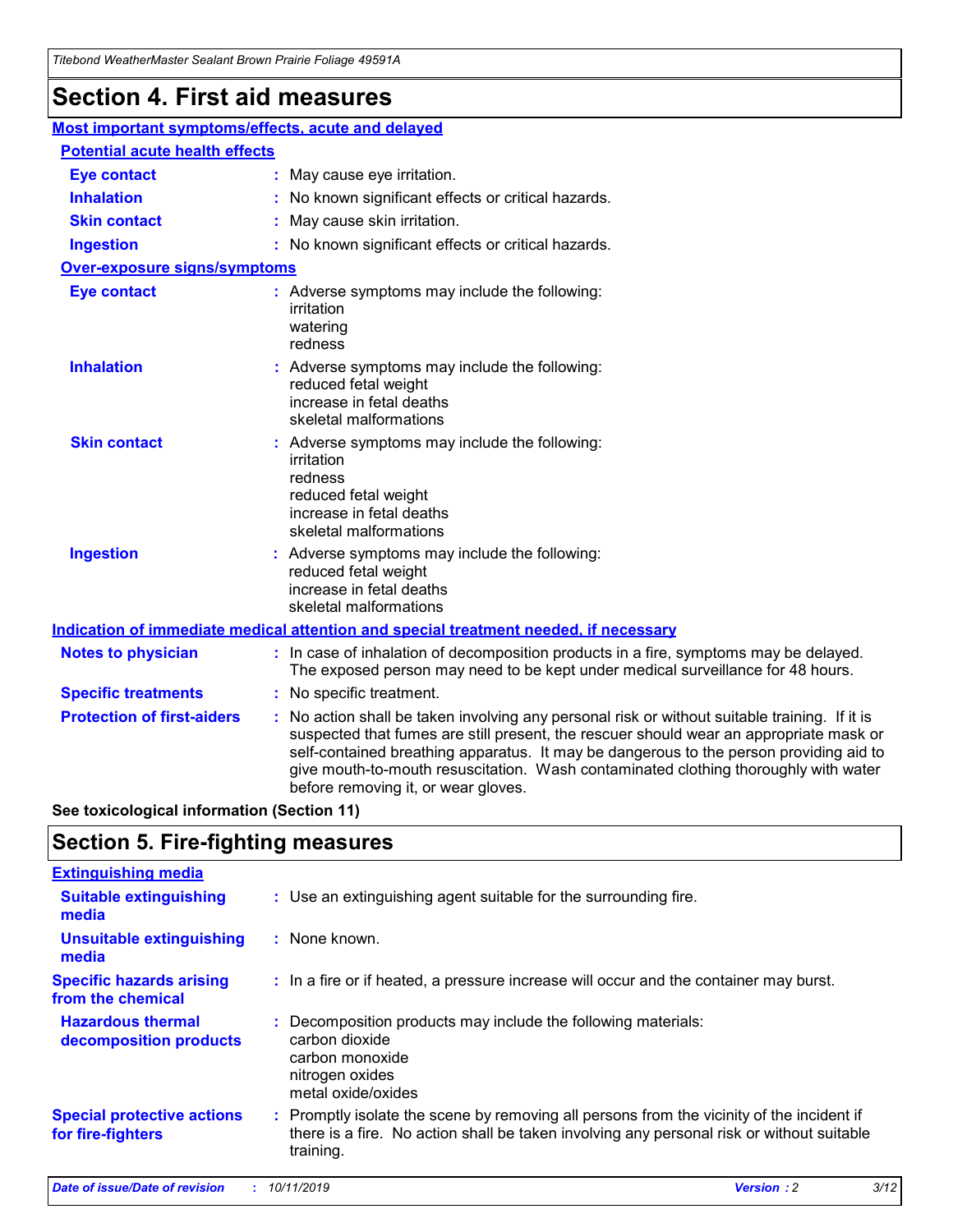# Section 4. First aid measures

## Most important symptoms/effects, acute and delayed

### Potential acute health effects

| | |
|---|---|
| **Eye contact** | : May cause eye irritation. |
| **Inhalation** | : No known significant effects or critical hazards. |
| **Skin contact** | : May cause skin irritation. |
| **Ingestion** | : No known significant effects or critical hazards. |

### Over-exposure signs/symptoms

| | |
|---|---|
| **Eye contact** | : Adverse symptoms may include the following: irritation watering redness |
| **Inhalation** | : Adverse symptoms may include the following: reduced fetal weight increase in fetal deaths skeletal malformations |
| **Skin contact** | : Adverse symptoms may include the following: irritation redness reduced fetal weight increase in fetal deaths skeletal malformations |
| **Ingestion** | : Adverse symptoms may include the following: reduced fetal weight increase in fetal deaths skeletal malformations |

## Indication of immediate medical attention and special treatment needed, if necessary

| | |
|---|---|
| **Notes to physician** | : In case of inhalation of decomposition products in a fire, symptoms may be delayed. The exposed person may need to be kept under medical surveillance for 48 hours. |
| **Specific treatments** | : No specific treatment. |
| **Protection of first-aiders** | : No action shall be taken involving any personal risk or without suitable training. If it is suspected that fumes are still present, the rescuer should wear an appropriate mask or self-contained breathing apparatus. It may be dangerous to the person providing aid to give mouth-to-mouth resuscitation. Wash contaminated clothing thoroughly with water before removing it, or wear gloves. |

**See toxicological information (Section 11)**

# Section 5. Fire-fighting measures

## Extinguishing media

| | |
|---|---|
| **Suitable extinguishing media** | : Use an extinguishing agent suitable for the surrounding fire. |
| **Unsuitable extinguishing media** | : None known. |
| **Specific hazards arising from the chemical** | : In a fire or if heated, a pressure increase will occur and the container may burst. |
| **Hazardous thermal decomposition products** | : Decomposition products may include the following materials: carbon dioxide carbon monoxide nitrogen oxides metal oxide/oxides |
| **Special protective actions for fire-fighters** | : Promptly isolate the scene by removing all persons from the vicinity of the incident if there is a fire. No action shall be taken involving any personal risk or without suitable training. |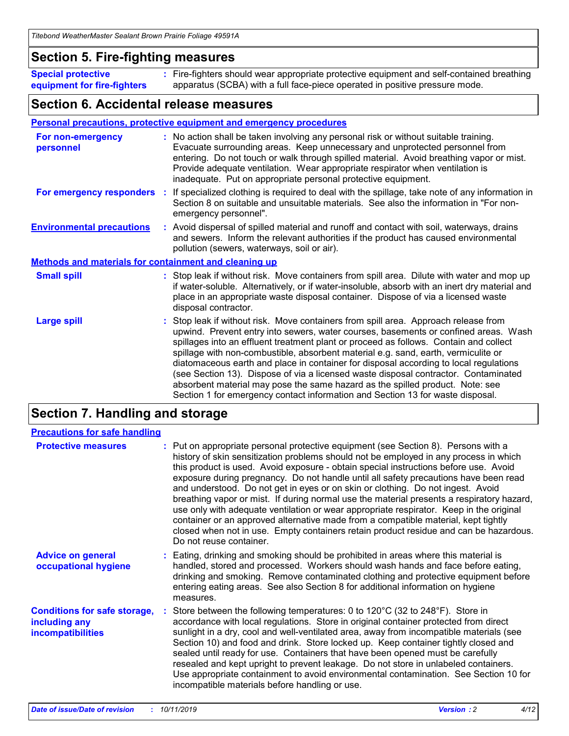## Section 5. Fire-fighting measures

**Special protective equipment for fire-fighters** : Fire-fighters should wear appropriate protective equipment and self-contained breathing apparatus (SCBA) with a full face-piece operated in positive pressure mode.

## Section 6. Accidental release measures

### Personal precautions, protective equipment and emergency procedures

**For non-emergency personnel** : No action shall be taken involving any personal risk or without suitable training. Evacuate surrounding areas. Keep unnecessary and unprotected personnel from entering. Do not touch or walk through spilled material. Avoid breathing vapor or mist. Provide adequate ventilation. Wear appropriate respirator when ventilation is inadequate. Put on appropriate personal protective equipment.

**For emergency responders** : If specialized clothing is required to deal with the spillage, take note of any information in Section 8 on suitable and unsuitable materials. See also the information in "For non-emergency personnel".

**Environmental precautions** : Avoid dispersal of spilled material and runoff and contact with soil, waterways, drains and sewers. Inform the relevant authorities if the product has caused environmental pollution (sewers, waterways, soil or air).

### Methods and materials for containment and cleaning up

**Small spill** : Stop leak if without risk. Move containers from spill area. Dilute with water and mop up if water-soluble. Alternatively, or if water-insoluble, absorb with an inert dry material and place in an appropriate waste disposal container. Dispose of via a licensed waste disposal contractor.

**Large spill** : Stop leak if without risk. Move containers from spill area. Approach release from upwind. Prevent entry into sewers, water courses, basements or confined areas. Wash spillages into an effluent treatment plant or proceed as follows. Contain and collect spillage with non-combustible, absorbent material e.g. sand, earth, vermiculite or diatomaceous earth and place in container for disposal according to local regulations (see Section 13). Dispose of via a licensed waste disposal contractor. Contaminated absorbent material may pose the same hazard as the spilled product. Note: see Section 1 for emergency contact information and Section 13 for waste disposal.

## Section 7. Handling and storage

### Precautions for safe handling

**Protective measures** : Put on appropriate personal protective equipment (see Section 8). Persons with a history of skin sensitization problems should not be employed in any process in which this product is used. Avoid exposure - obtain special instructions before use. Avoid exposure during pregnancy. Do not handle until all safety precautions have been read and understood. Do not get in eyes or on skin or clothing. Do not ingest. Avoid breathing vapor or mist. If during normal use the material presents a respiratory hazard, use only with adequate ventilation or wear appropriate respirator. Keep in the original container or an approved alternative made from a compatible material, kept tightly closed when not in use. Empty containers retain product residue and can be hazardous. Do not reuse container.

**Advice on general occupational hygiene** : Eating, drinking and smoking should be prohibited in areas where this material is handled, stored and processed. Workers should wash hands and face before eating, drinking and smoking. Remove contaminated clothing and protective equipment before entering eating areas. See also Section 8 for additional information on hygiene measures.

**Conditions for safe storage, including any incompatibilities** : Store between the following temperatures: 0 to 120°C (32 to 248°F). Store in accordance with local regulations. Store in original container protected from direct sunlight in a dry, cool and well-ventilated area, away from incompatible materials (see Section 10) and food and drink. Store locked up. Keep container tightly closed and sealed until ready for use. Containers that have been opened must be carefully resealed and kept upright to prevent leakage. Do not store in unlabeled containers. Use appropriate containment to avoid environmental contamination. See Section 10 for incompatible materials before handling or use.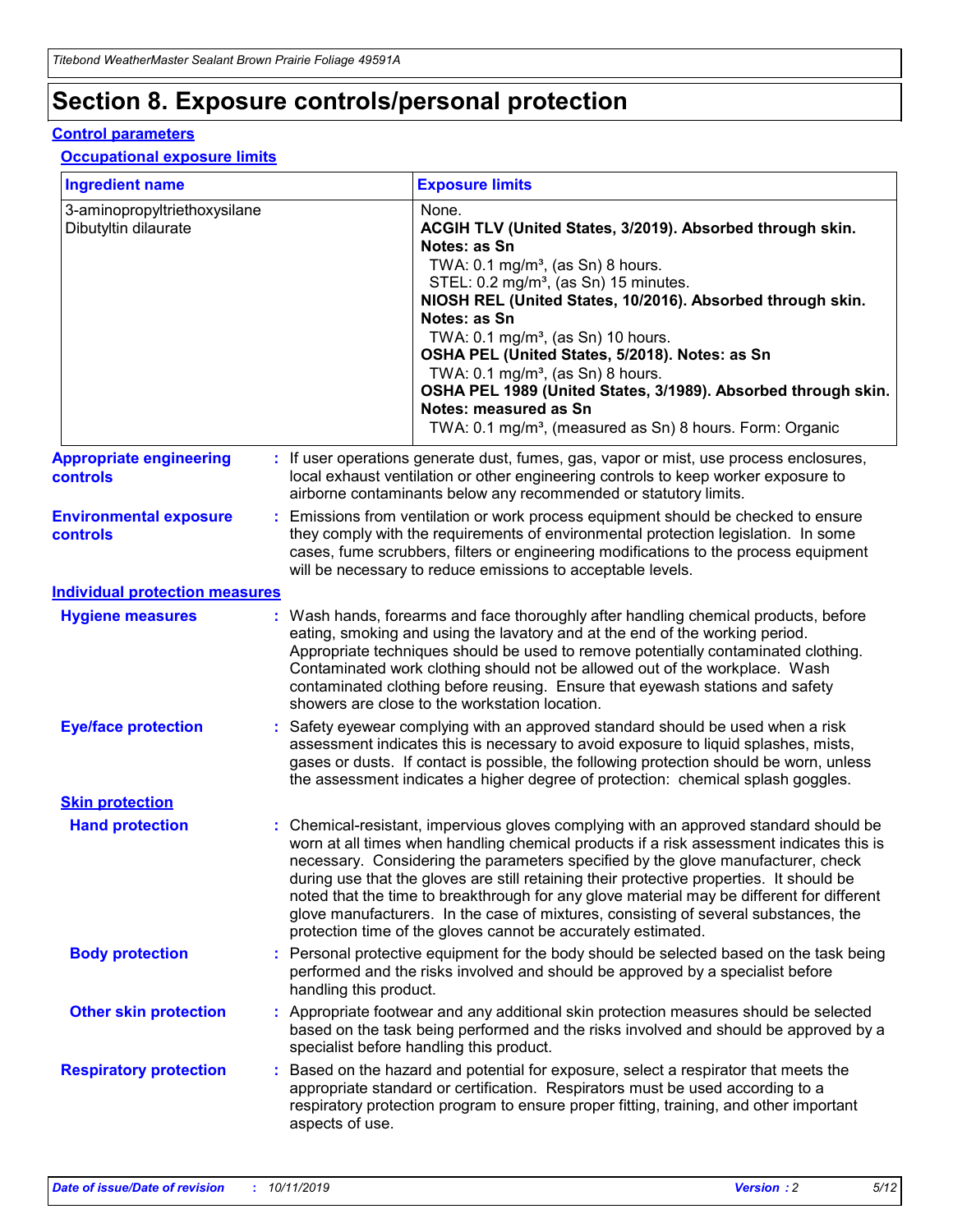# Section 8. Exposure controls/personal protection

## Control parameters

### Occupational exposure limits

| Ingredient name | Exposure limits |
|---|---|
| 3-aminopropyltriethoxysilane<br>Dibutyltin dilaurate | None.<br>**ACGIH TLV (United States, 3/2019). Absorbed through skin. Notes: as Sn**<br>TWA: 0.1 mg/m³, (as Sn) 8 hours.<br>STEL: 0.2 mg/m³, (as Sn) 15 minutes.<br>**NIOSH REL (United States, 10/2016). Absorbed through skin. Notes: as Sn**<br>TWA: 0.1 mg/m³, (as Sn) 10 hours.<br>**OSHA PEL (United States, 5/2018). Notes: as Sn**<br>TWA: 0.1 mg/m³, (as Sn) 8 hours.<br>**OSHA PEL 1989 (United States, 3/1989). Absorbed through skin. Notes: measured as Sn**<br>TWA: 0.1 mg/m³, (measured as Sn) 8 hours. Form: Organic |

**Appropriate engineering controls** : If user operations generate dust, fumes, gas, vapor or mist, use process enclosures, local exhaust ventilation or other engineering controls to keep worker exposure to airborne contaminants below any recommended or statutory limits.

**Environmental exposure controls** : Emissions from ventilation or work process equipment should be checked to ensure they comply with the requirements of environmental protection legislation. In some cases, fume scrubbers, filters or engineering modifications to the process equipment will be necessary to reduce emissions to acceptable levels.

## Individual protection measures

**Hygiene measures** : Wash hands, forearms and face thoroughly after handling chemical products, before eating, smoking and using the lavatory and at the end of the working period. Appropriate techniques should be used to remove potentially contaminated clothing. Contaminated work clothing should not be allowed out of the workplace. Wash contaminated clothing before reusing. Ensure that eyewash stations and safety showers are close to the workstation location.

**Eye/face protection** : Safety eyewear complying with an approved standard should be used when a risk assessment indicates this is necessary to avoid exposure to liquid splashes, mists, gases or dusts. If contact is possible, the following protection should be worn, unless the assessment indicates a higher degree of protection: chemical splash goggles.

### Skin protection

**Hand protection** : Chemical-resistant, impervious gloves complying with an approved standard should be worn at all times when handling chemical products if a risk assessment indicates this is necessary. Considering the parameters specified by the glove manufacturer, check during use that the gloves are still retaining their protective properties. It should be noted that the time to breakthrough for any glove material may be different for different glove manufacturers. In the case of mixtures, consisting of several substances, the protection time of the gloves cannot be accurately estimated.

**Body protection** : Personal protective equipment for the body should be selected based on the task being performed and the risks involved and should be approved by a specialist before handling this product.

**Other skin protection** : Appropriate footwear and any additional skin protection measures should be selected based on the task being performed and the risks involved and should be approved by a specialist before handling this product.

**Respiratory protection** : Based on the hazard and potential for exposure, select a respirator that meets the appropriate standard or certification. Respirators must be used according to a respiratory protection program to ensure proper fitting, training, and other important aspects of use.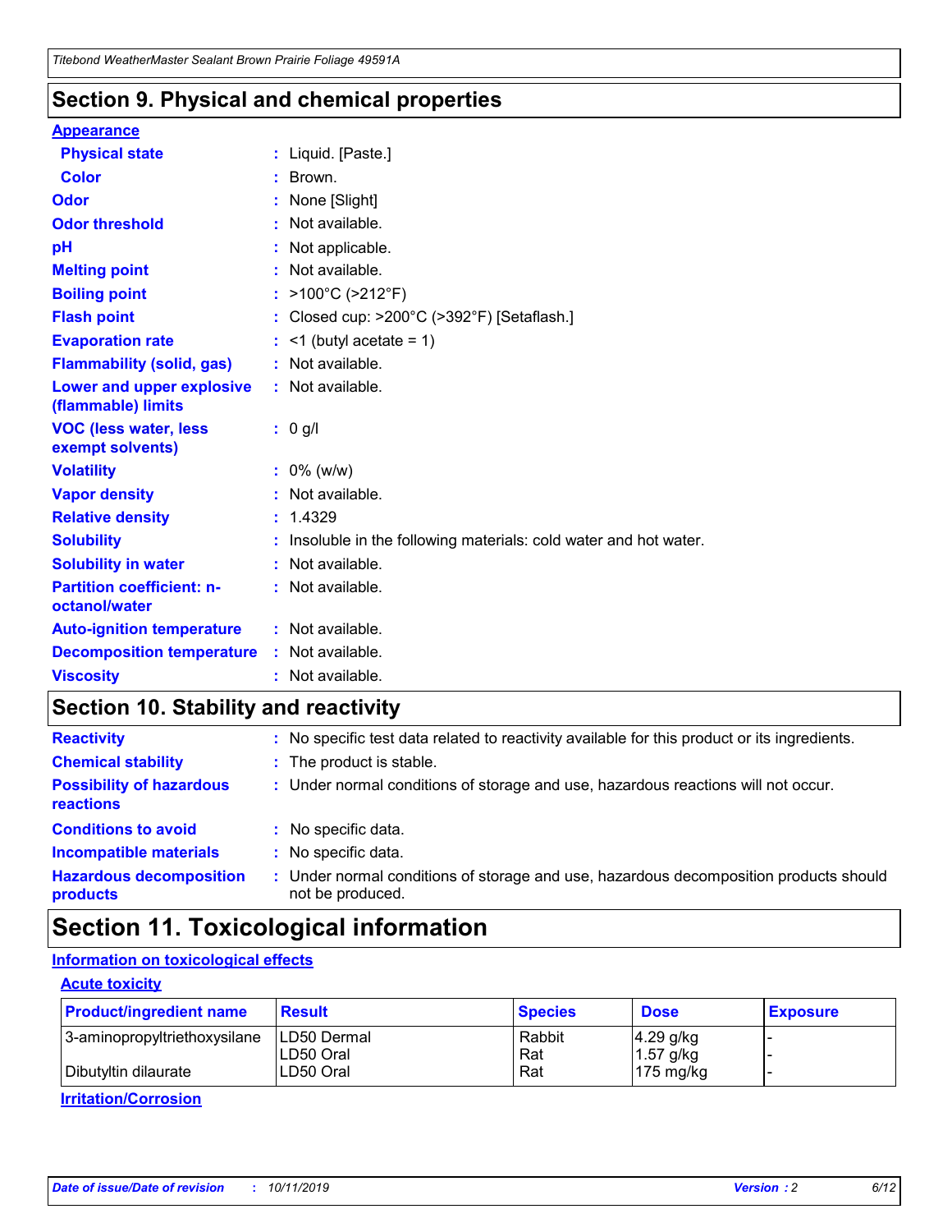## Section 9. Physical and chemical properties

### Appearance

| | |
|---|---|
| **Physical state** | : Liquid. [Paste.] |
| **Color** | : Brown. |
| **Odor** | : None [Slight] |
| **Odor threshold** | : Not available. |
| **pH** | : Not applicable. |
| **Melting point** | : Not available. |
| **Boiling point** | : >100°C (>212°F) |
| **Flash point** | : Closed cup: >200°C (>392°F) [Setaflash.] |
| **Evaporation rate** | : <1 (butyl acetate = 1) |
| **Flammability (solid, gas)** | : Not available. |
| **Lower and upper explosive (flammable) limits** | : Not available. |
| **VOC (less water, less exempt solvents)** | : 0 g/l |
| **Volatility** | : 0% (w/w) |
| **Vapor density** | : Not available. |
| **Relative density** | : 1.4329 |
| **Solubility** | : Insoluble in the following materials: cold water and hot water. |
| **Solubility in water** | : Not available. |
| **Partition coefficient: n-octanol/water** | : Not available. |
| **Auto-ignition temperature** | : Not available. |
| **Decomposition temperature** | : Not available. |
| **Viscosity** | : Not available. |

## Section 10. Stability and reactivity

| | |
|---|---|
| **Reactivity** | : No specific test data related to reactivity available for this product or its ingredients. |
| **Chemical stability** | : The product is stable. |
| **Possibility of hazardous reactions** | : Under normal conditions of storage and use, hazardous reactions will not occur. |
| **Conditions to avoid** | : No specific data. |
| **Incompatible materials** | : No specific data. |
| **Hazardous decomposition products** | : Under normal conditions of storage and use, hazardous decomposition products should not be produced. |

## Section 11. Toxicological information

### Information on toxicological effects

#### Acute toxicity

| Product/ingredient name | Result | Species | Dose | Exposure |
|---|---|---|---|---|
| 3-aminopropyltriethoxysilane | LD50 Dermal | Rabbit | 4.29 g/kg | - |
| | LD50 Oral | Rat | 1.57 g/kg | - |
| Dibutyltin dilaurate | LD50 Oral | Rat | 175 mg/kg | - |

#### Irritation/Corrosion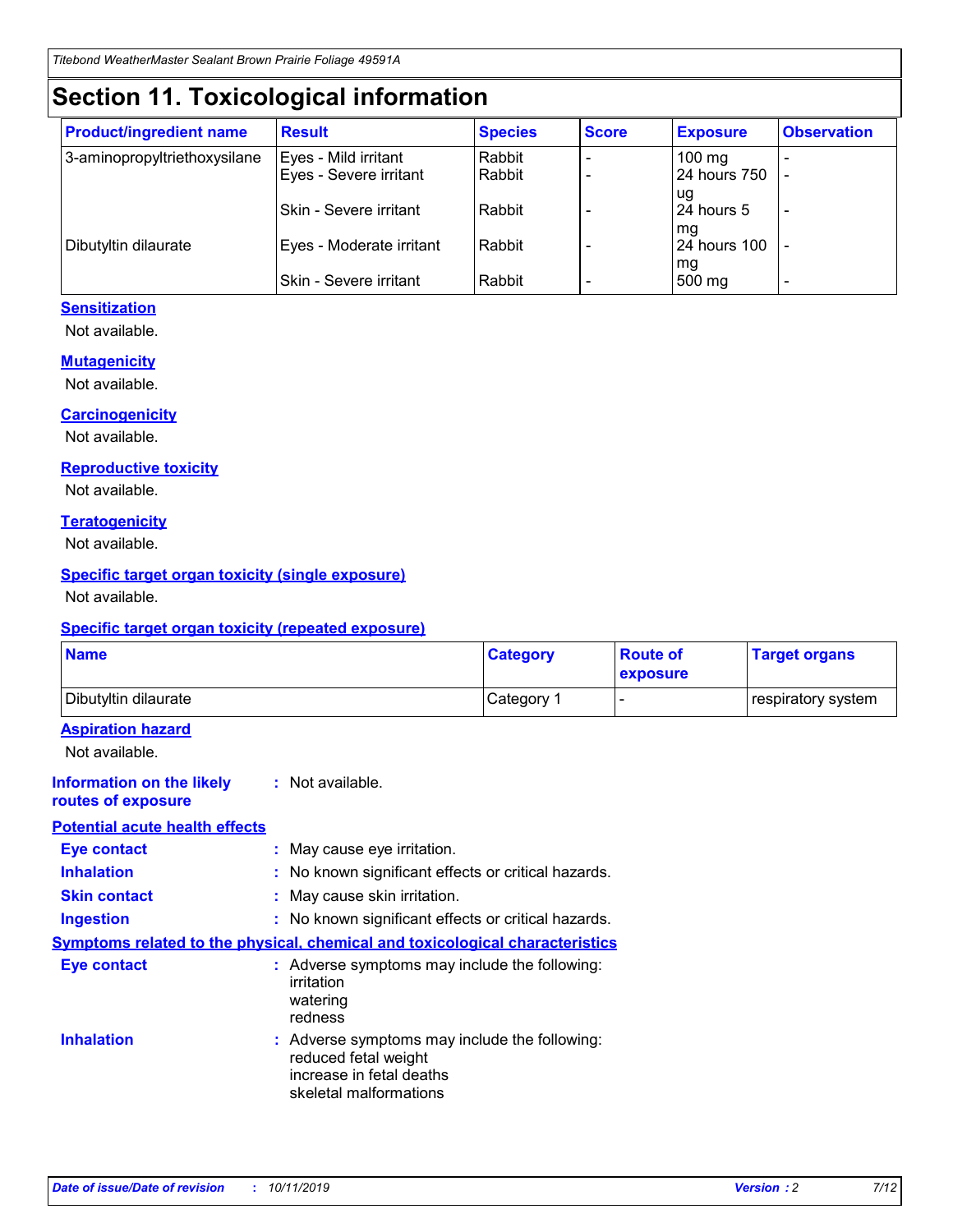# Section 11. Toxicological information

| Product/ingredient name | Result | Species | Score | Exposure | Observation |
|---|---|---|---|---|---|
| 3-aminopropyltriethoxysilane | Eyes - Mild irritant | Rabbit | - | 100 mg | - |
| | Eyes - Severe irritant | Rabbit | - | 24 hours 750 ug | - |
| | Skin - Severe irritant | Rabbit | - | 24 hours 5 mg | - |
| Dibutyltin dilaurate | Eyes - Moderate irritant | Rabbit | - | 24 hours 100 mg | - |
| | Skin - Severe irritant | Rabbit | - | 500 mg | - |

### Sensitization

Not available.

### Mutagenicity

Not available.

### Carcinogenicity

Not available.

### Reproductive toxicity

Not available.

### Teratogenicity

Not available.

### Specific target organ toxicity (single exposure)

Not available.

### Specific target organ toxicity (repeated exposure)

| Name | Category | Route of exposure | Target organs |
|---|---|---|---|
| Dibutyltin dilaurate | Category 1 | - | respiratory system |

### Aspiration hazard

Not available.

**Information on the likely routes of exposure** : Not available.

### Potential acute health effects

**Eye contact** : May cause eye irritation.

**Inhalation** : No known significant effects or critical hazards.

**Skin contact** : May cause skin irritation.

**Ingestion** : No known significant effects or critical hazards.

### Symptoms related to the physical, chemical and toxicological characteristics

**Eye contact** : Adverse symptoms may include the following:
irritation
watering
redness

**Inhalation** : Adverse symptoms may include the following:
reduced fetal weight
increase in fetal deaths
skeletal malformations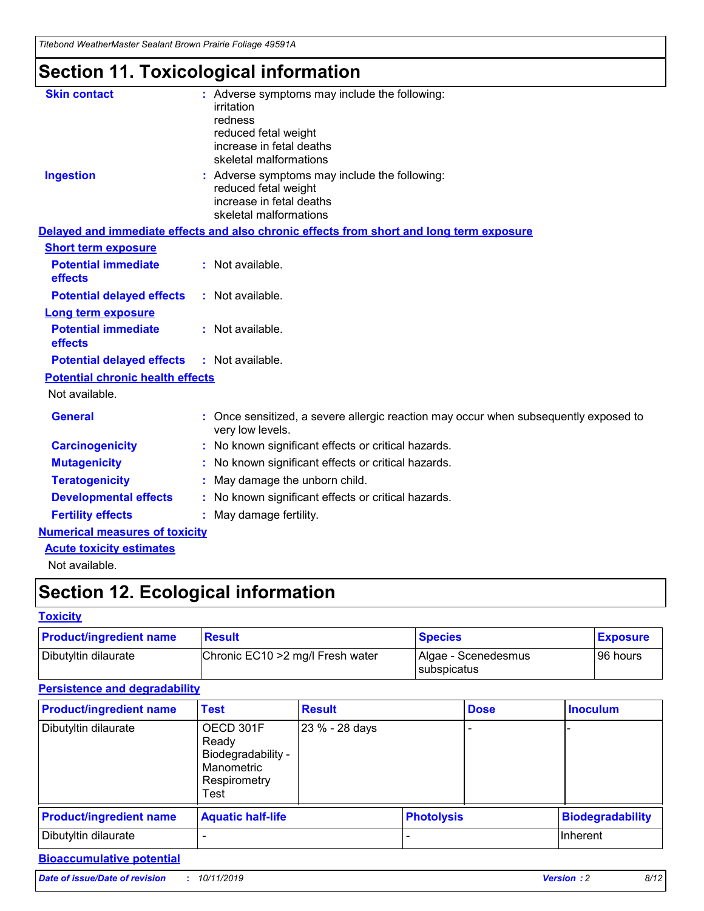# Section 11. Toxicological information

**Skin contact** : Adverse symptoms may include the following:
irritation
redness
reduced fetal weight
increase in fetal deaths
skeletal malformations

**Ingestion** : Adverse symptoms may include the following:
reduced fetal weight
increase in fetal deaths
skeletal malformations

## Delayed and immediate effects and also chronic effects from short and long term exposure

### Short term exposure

**Potential immediate effects** : Not available.

**Potential delayed effects** : Not available.

### Long term exposure

**Potential immediate effects** : Not available.

**Potential delayed effects** : Not available.

### Potential chronic health effects

Not available.

**General** : Once sensitized, a severe allergic reaction may occur when subsequently exposed to very low levels.

**Carcinogenicity** : No known significant effects or critical hazards.

**Mutagenicity** : No known significant effects or critical hazards.

**Teratogenicity** : May damage the unborn child.

**Developmental effects** : No known significant effects or critical hazards.

**Fertility effects** : May damage fertility.

## Numerical measures of toxicity

### Acute toxicity estimates

Not available.

# Section 12. Ecological information

## Toxicity

| Product/ingredient name | Result | Species | Exposure |
|---|---|---|---|
| Dibutyltin dilaurate | Chronic EC10 >2 mg/l Fresh water | Algae - Scenedesmus subspicatus | 96 hours |

## Persistence and degradability

| Product/ingredient name | Test | Result | Dose | Inoculum |
|---|---|---|---|---|
| Dibutyltin dilaurate | OECD 301F Ready Biodegradability - Manometric Respirometry Test | 23 % - 28 days | - | - |

| Product/ingredient name | Aquatic half-life | Photolysis | Biodegradability |
|---|---|---|---|
| Dibutyltin dilaurate | - | - | Inherent |

## Bioaccumulative potential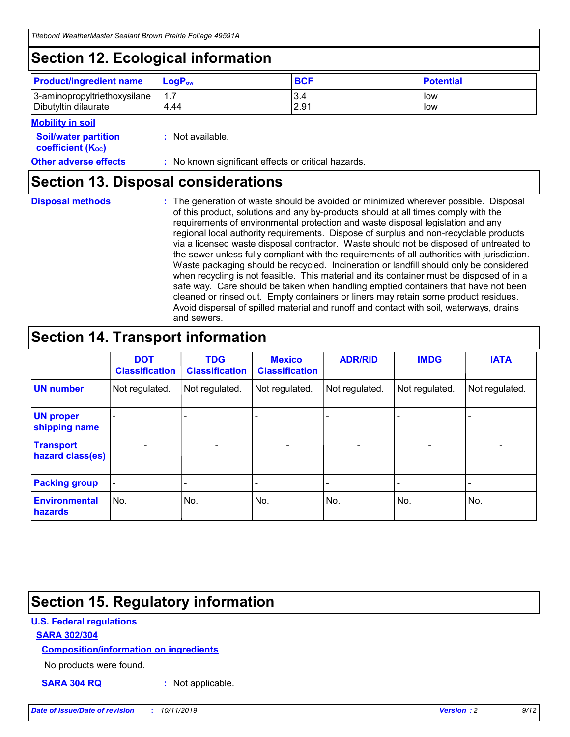## Section 12. Ecological information

| Product/ingredient name | $LogP_{ow}$ | BCF | Potential |
|---|---|---|---|
| 3-aminopropyltriethoxysilane | 1.7 | 3.4 | low |
| Dibutyltin dilaurate | 4.44 | 2.91 | low |

**Mobility in soil**

**Soil/water partition coefficient ($K_{OC}$)** : Not available.

**Other adverse effects** : No known significant effects or critical hazards.

## Section 13. Disposal considerations

**Disposal methods** : The generation of waste should be avoided or minimized wherever possible. Disposal of this product, solutions and any by-products should at all times comply with the requirements of environmental protection and waste disposal legislation and any regional local authority requirements. Dispose of surplus and non-recyclable products via a licensed waste disposal contractor. Waste should not be disposed of untreated to the sewer unless fully compliant with the requirements of all authorities with jurisdiction. Waste packaging should be recycled. Incineration or landfill should only be considered when recycling is not feasible. This material and its container must be disposed of in a safe way. Care should be taken when handling emptied containers that have not been cleaned or rinsed out. Empty containers or liners may retain some product residues. Avoid dispersal of spilled material and runoff and contact with soil, waterways, drains and sewers.

## Section 14. Transport information

| | DOT Classification | TDG Classification | Mexico Classification | ADR/RID | IMDG | IATA |
|---|---|---|---|---|---|---|
| UN number | Not regulated. | Not regulated. | Not regulated. | Not regulated. | Not regulated. | Not regulated. |
| UN proper shipping name | - | - | - | - | - | - |
| Transport hazard class(es) | - | - | - | - | - | - |
| Packing group | - | - | - | - | - | - |
| Environmental hazards | No. | No. | No. | No. | No. | No. |

## Section 15. Regulatory information

**U.S. Federal regulations**

**SARA 302/304**

**Composition/information on ingredients**

No products were found.

**SARA 304 RQ** : Not applicable.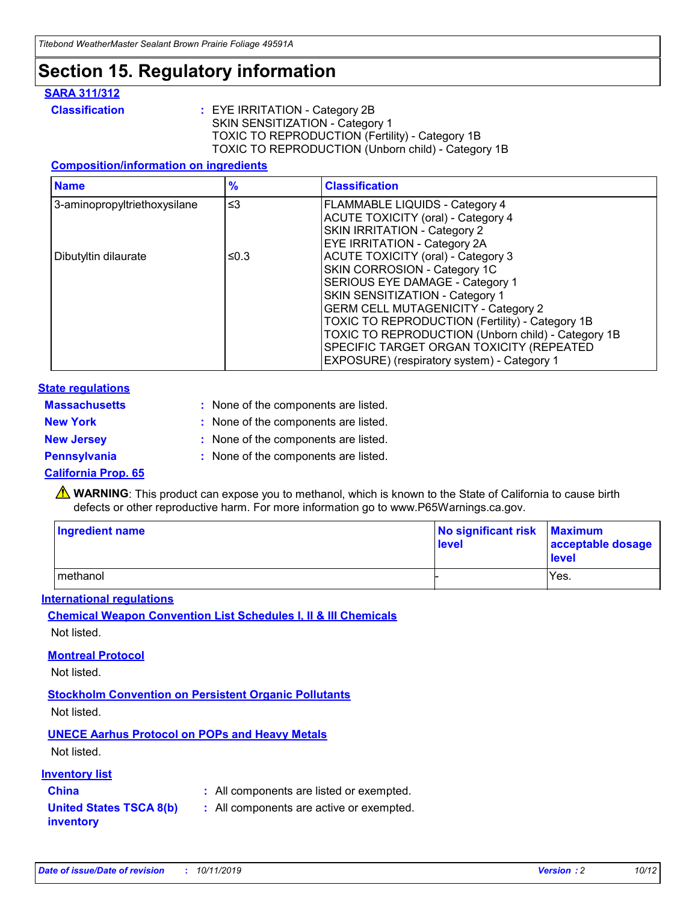# Section 15. Regulatory information

## SARA 311/312

**Classification** : EYE IRRITATION - Category 2B
SKIN SENSITIZATION - Category 1
TOXIC TO REPRODUCTION (Fertility) - Category 1B
TOXIC TO REPRODUCTION (Unborn child) - Category 1B

### Composition/information on ingredients

| Name | % | Classification |
|---|---|---|
| 3-aminopropyltriethoxysilane | ≤3 | FLAMMABLE LIQUIDS - Category 4<br>ACUTE TOXICITY (oral) - Category 4<br>SKIN IRRITATION - Category 2<br>EYE IRRITATION - Category 2A |
| Dibutyltin dilaurate | ≤0.3 | ACUTE TOXICITY (oral) - Category 3<br>SKIN CORROSION - Category 1C<br>SERIOUS EYE DAMAGE - Category 1<br>SKIN SENSITIZATION - Category 1<br>GERM CELL MUTAGENICITY - Category 2<br>TOXIC TO REPRODUCTION (Fertility) - Category 1B<br>TOXIC TO REPRODUCTION (Unborn child) - Category 1B<br>SPECIFIC TARGET ORGAN TOXICITY (REPEATED EXPOSURE) (respiratory system) - Category 1 |

## State regulations

**Massachusetts** : None of the components are listed.

**New York** : None of the components are listed.

**New Jersey** : None of the components are listed.

**Pennsylvania** : None of the components are listed.

### California Prop. 65

⚠ **WARNING**: This product can expose you to methanol, which is known to the State of California to cause birth defects or other reproductive harm. For more information go to www.P65Warnings.ca.gov.

| Ingredient name | No significant risk level | Maximum acceptable dosage level |
|---|---|---|
| methanol | - | Yes. |

## International regulations

### Chemical Weapon Convention List Schedules I, II & III Chemicals

Not listed.

### Montreal Protocol

Not listed.

### Stockholm Convention on Persistent Organic Pollutants

Not listed.

### UNECE Aarhus Protocol on POPs and Heavy Metals

Not listed.

## Inventory list

**China** : All components are listed or exempted.

**United States TSCA 8(b) inventory** : All components are active or exempted.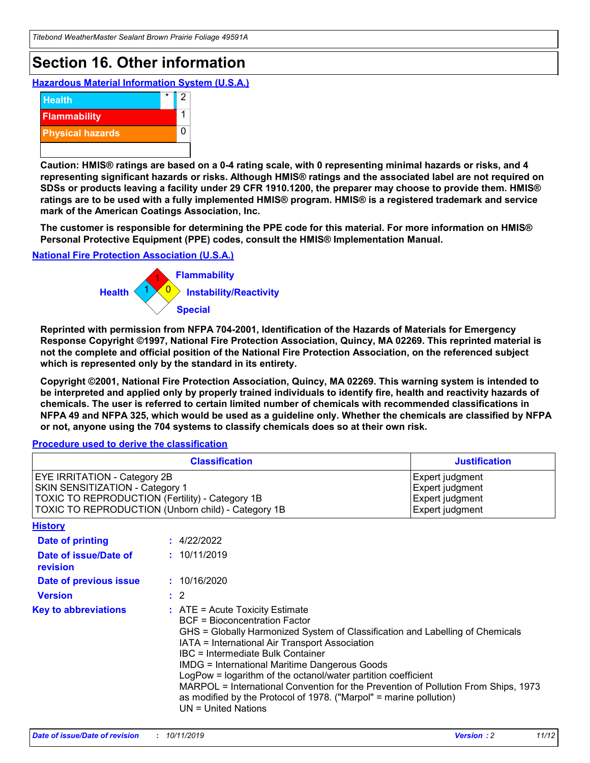# Section 16. Other information

**Hazardous Material Information System (U.S.A.)**

| | | |
|---|---|---|
| Health | * | 2 |
| Flammability | | 1 |
| Physical hazards | | 0 |

**Caution: HMIS® ratings are based on a 0-4 rating scale, with 0 representing minimal hazards or risks, and 4 representing significant hazards or risks. Although HMIS® ratings and the associated label are not required on SDSs or products leaving a facility under 29 CFR 1910.1200, the preparer may choose to provide them. HMIS® ratings are to be used with a fully implemented HMIS® program. HMIS® is a registered trademark and service mark of the American Coatings Association, Inc.**

**The customer is responsible for determining the PPE code for this material. For more information on HMIS® Personal Protective Equipment (PPE) codes, consult the HMIS® Implementation Manual.**

**National Fire Protection Association (U.S.A.)**

Health: 1
Flammability: 1
Instability/Reactivity: 0
Special:

**Reprinted with permission from NFPA 704-2001, Identification of the Hazards of Materials for Emergency Response Copyright ©1997, National Fire Protection Association, Quincy, MA 02269. This reprinted material is not the complete and official position of the National Fire Protection Association, on the referenced subject which is represented only by the standard in its entirety.**

**Copyright ©2001, National Fire Protection Association, Quincy, MA 02269. This warning system is intended to be interpreted and applied only by properly trained individuals to identify fire, health and reactivity hazards of chemicals. The user is referred to certain limited number of chemicals with recommended classifications in NFPA 49 and NFPA 325, which would be used as a guideline only. Whether the chemicals are classified by NFPA or not, anyone using the 704 systems to classify chemicals does so at their own risk.**

**Procedure used to derive the classification**

| Classification | Justification |
|---|---|
| EYE IRRITATION - Category 2B | Expert judgment |
| SKIN SENSITIZATION - Category 1 | Expert judgment |
| TOXIC TO REPRODUCTION (Fertility) - Category 1B | Expert judgment |
| TOXIC TO REPRODUCTION (Unborn child) - Category 1B | Expert judgment |

**History**

**Date of printing** : 4/22/2022

**Date of issue/Date of revision** : 10/11/2019

**Date of previous issue** : 10/16/2020

**Version** : 2

**Key to abbreviations** : ATE = Acute Toxicity Estimate
BCF = Bioconcentration Factor
GHS = Globally Harmonized System of Classification and Labelling of Chemicals
IATA = International Air Transport Association
IBC = Intermediate Bulk Container
IMDG = International Maritime Dangerous Goods
LogPow = logarithm of the octanol/water partition coefficient
MARPOL = International Convention for the Prevention of Pollution From Ships, 1973 as modified by the Protocol of 1978. ("Marpol" = marine pollution)
UN = United Nations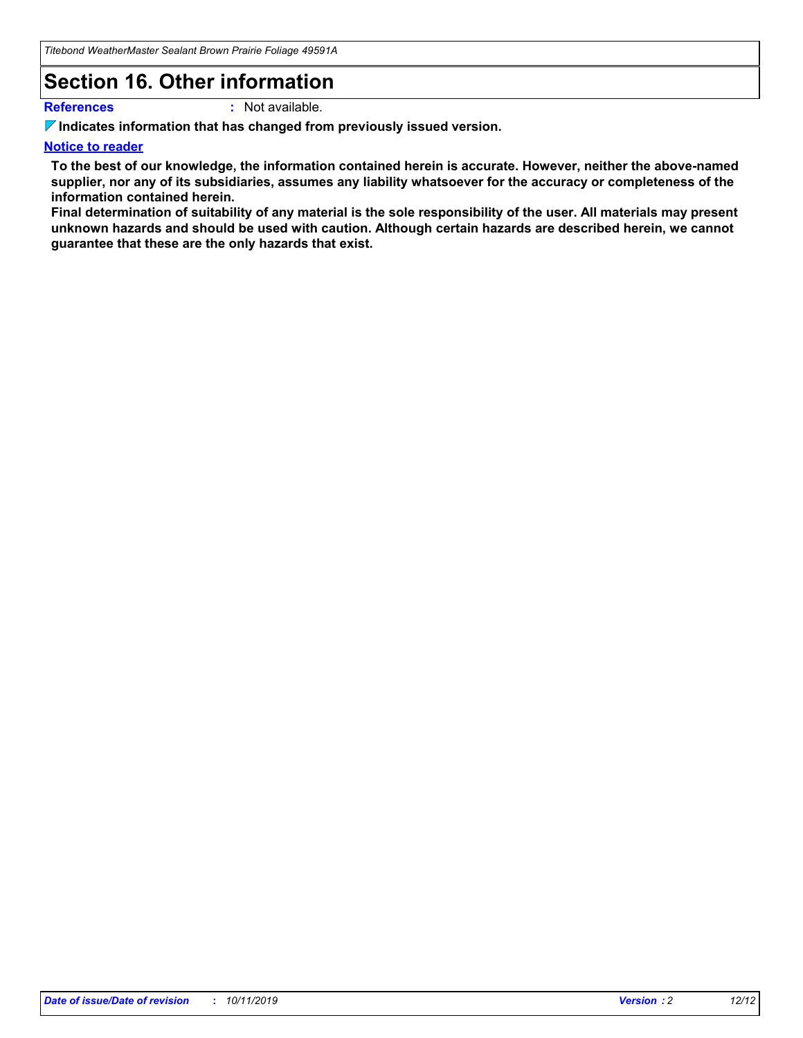# Section 16. Other information

**References** : Not available.

**Indicates information that has changed from previously issued version.**

**Notice to reader**

**To the best of our knowledge, the information contained herein is accurate. However, neither the above-named supplier, nor any of its subsidiaries, assumes any liability whatsoever for the accuracy or completeness of the information contained herein.**

**Final determination of suitability of any material is the sole responsibility of the user. All materials may present unknown hazards and should be used with caution. Although certain hazards are described herein, we cannot guarantee that these are the only hazards that exist.**